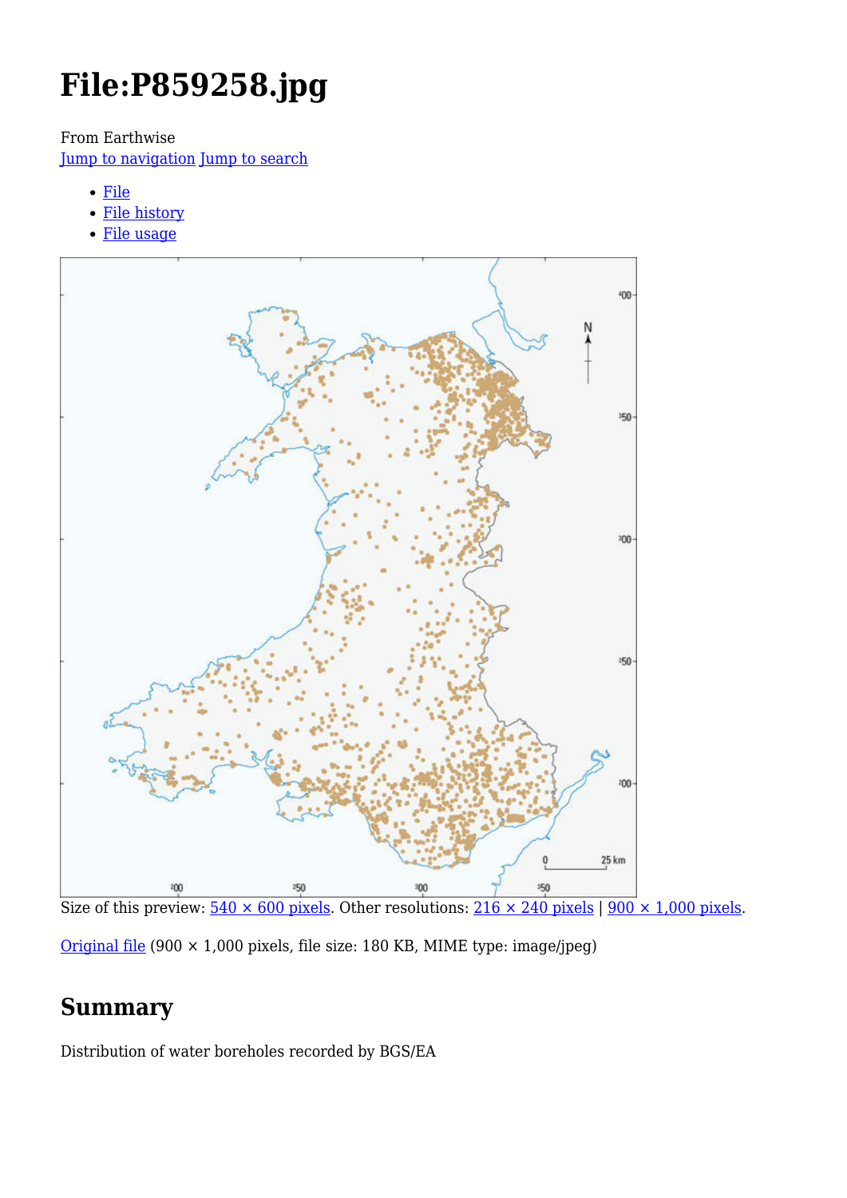# File:P859258.jpg

From Earthwise

[Jump to navigation](#) [Jump to search](#)

- [File](#)
- [File history](#)
- [File usage](#)

Size of this preview: [540 × 600 pixels](#). Other resolutions: [216 × 240 pixels](#) | [900 × 1,000 pixels](#).

[Original file](#) (900 × 1,000 pixels, file size: 180 KB, MIME type: image/jpeg)

## Summary

Distribution of water boreholes recorded by BGS/EA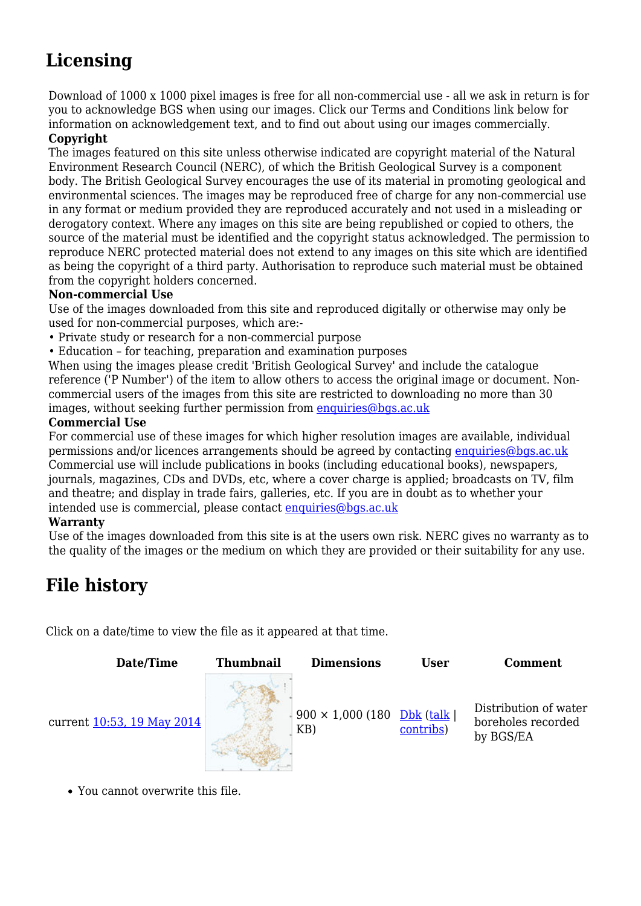## Licensing

Download of 1000 x 1000 pixel images is free for all non-commercial use - all we ask in return is for you to acknowledge BGS when using our images. Click our Terms and Conditions link below for information on acknowledgement text, and to find out about using our images commercially.

**Copyright**

The images featured on this site unless otherwise indicated are copyright material of the Natural Environment Research Council (NERC), of which the British Geological Survey is a component body. The British Geological Survey encourages the use of its material in promoting geological and environmental sciences. The images may be reproduced free of charge for any non-commercial use in any format or medium provided they are reproduced accurately and not used in a misleading or derogatory context. Where any images on this site are being republished or copied to others, the source of the material must be identified and the copyright status acknowledged. The permission to reproduce NERC protected material does not extend to any images on this site which are identified as being the copyright of a third party. Authorisation to reproduce such material must be obtained from the copyright holders concerned.

**Non-commercial Use**

Use of the images downloaded from this site and reproduced digitally or otherwise may only be used for non-commercial purposes, which are:-

- Private study or research for a non-commercial purpose
- Education – for teaching, preparation and examination purposes

When using the images please credit 'British Geological Survey' and include the catalogue reference ('P Number') of the item to allow others to access the original image or document. Non-commercial users of the images from this site are restricted to downloading no more than 30 images, without seeking further permission from enquiries@bgs.ac.uk

**Commercial Use**

For commercial use of these images for which higher resolution images are available, individual permissions and/or licences arrangements should be agreed by contacting enquiries@bgs.ac.uk Commercial use will include publications in books (including educational books), newspapers, journals, magazines, CDs and DVDs, etc, where a cover charge is applied; broadcasts on TV, film and theatre; and display in trade fairs, galleries, etc. If you are in doubt as to whether your intended use is commercial, please contact enquiries@bgs.ac.uk

**Warranty**

Use of the images downloaded from this site is at the users own risk. NERC gives no warranty as to the quality of the images or the medium on which they are provided or their suitability for any use.

## File history

Click on a date/time to view the file as it appeared at that time.

| | Date/Time | Thumbnail | Dimensions | User | Comment |
|---|---|---|---|---|---|
| current | 10:53, 19 May 2014 | | 900 × 1,000 (180 KB) | Dbk (talk \| contribs) | Distribution of water boreholes recorded by BGS/EA |

- You cannot overwrite this file.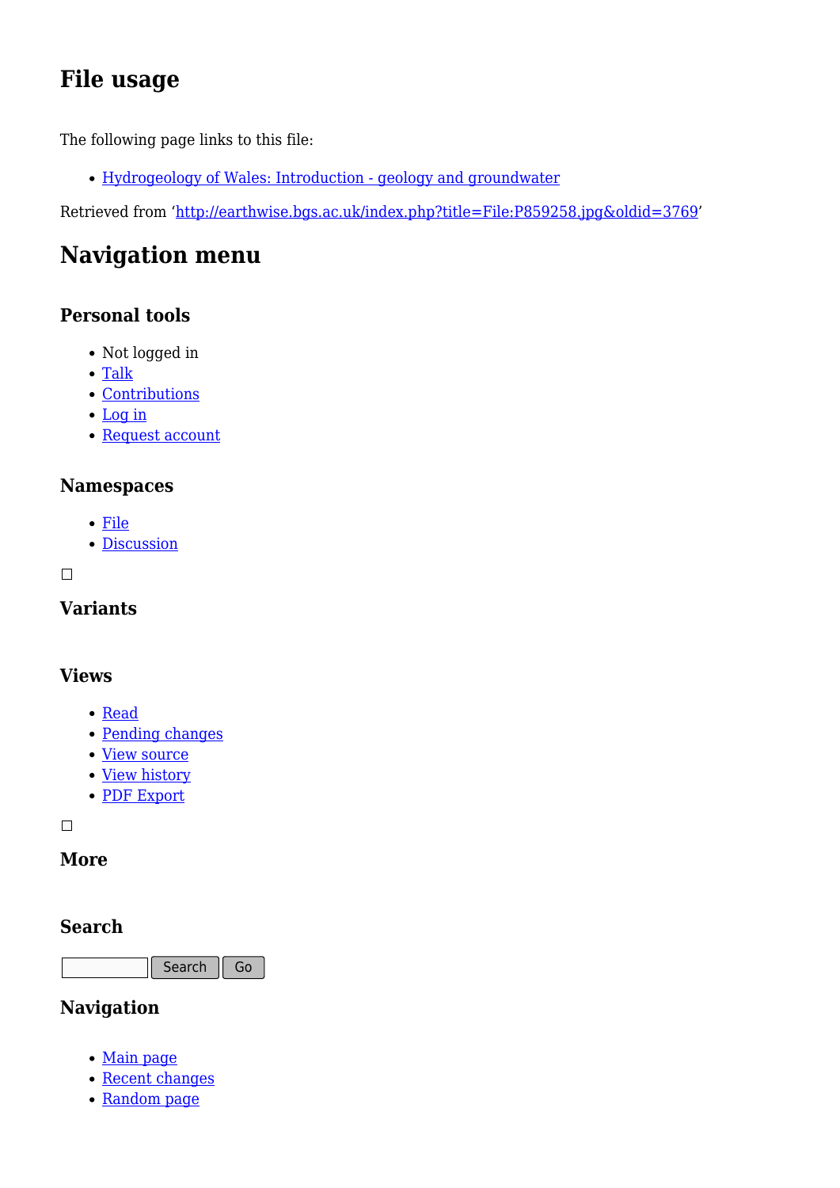## File usage

The following page links to this file:

- [Hydrogeology of Wales: Introduction - geology and groundwater]

Retrieved from 'http://earthwise.bgs.ac.uk/index.php?title=File:P859258.jpg&oldid=3769'

## Navigation menu

### Personal tools

- Not logged in
- Talk
- Contributions
- Log in
- Request account

### Namespaces

- File
- Discussion

☐

### Variants

### Views

- Read
- Pending changes
- View source
- View history
- PDF Export

☐

### More

### Search

Search Go

### Navigation

- Main page
- Recent changes
- Random page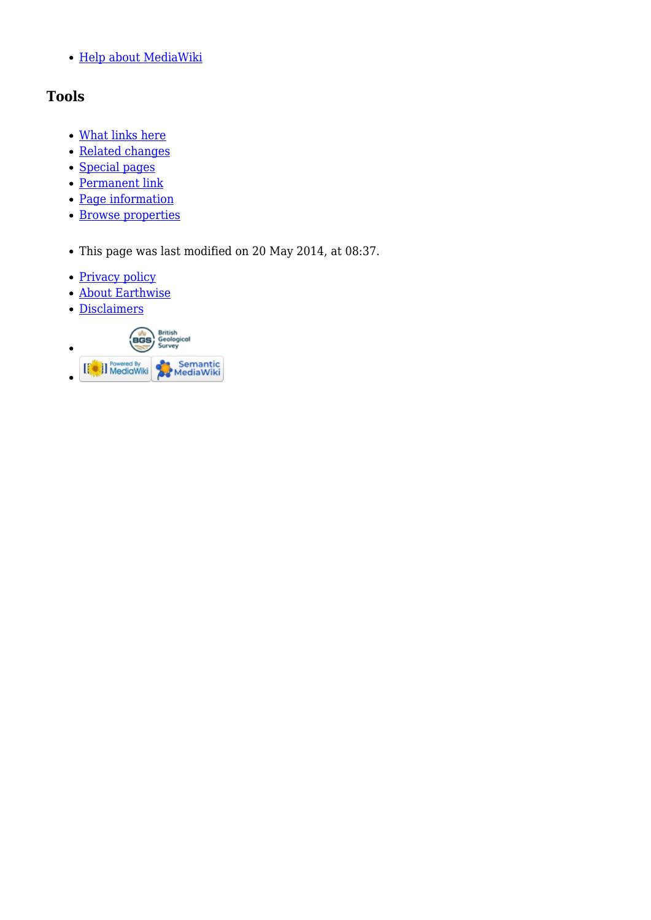- Help about MediaWiki

### Tools

- What links here
- Related changes
- Special pages
- Permanent link
- Page information
- Browse properties

- This page was last modified on 20 May 2014, at 08:37.

- Privacy policy
- About Earthwise
- Disclaimers